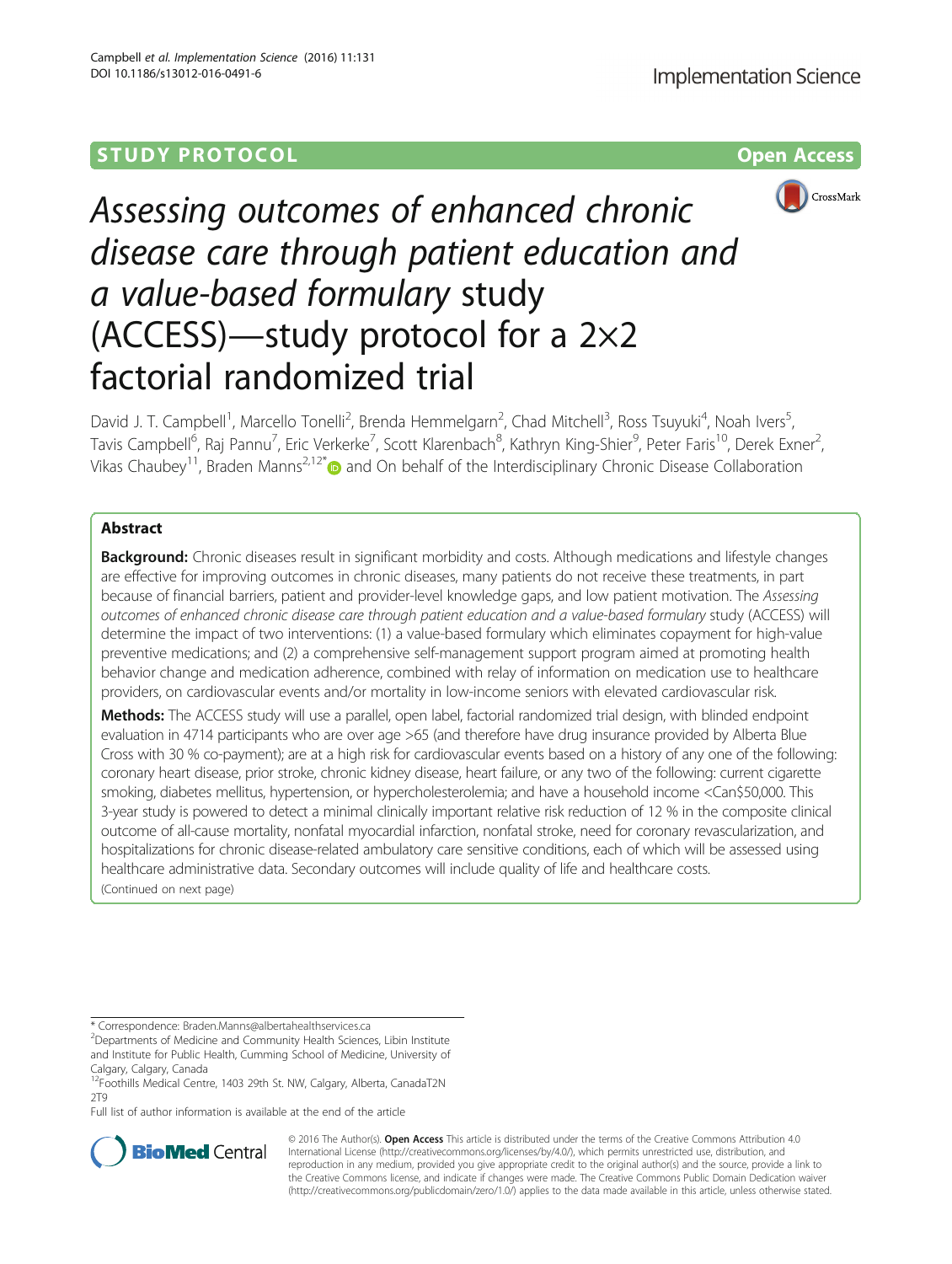STUDY PROTOCOL

Open Access

# Assessing outcomes of enhanced chronic disease care through patient education and a value-based formulary study (ACCESS)—study protocol for a 2×2 factorial randomized trial

David J. T. Campbell[1], Marcello Tonelli[2], Brenda Hemmelgarn[2], Chad Mitchell[3], Ross Tsuyuki[4], Noah Ivers[5], Tavis Campbell[6], Raj Pannu[7], Eric Verkerke[7], Scott Klarenbach[8], Kathryn King-Shier[9], Peter Faris[10], Derek Exner[2], Vikas Chaubey[11], Braden Manns[2,12*] and On behalf of the Interdisciplinary Chronic Disease Collaboration

## Abstract

**Background:** Chronic diseases result in significant morbidity and costs. Although medications and lifestyle changes are effective for improving outcomes in chronic diseases, many patients do not receive these treatments, in part because of financial barriers, patient and provider-level knowledge gaps, and low patient motivation. The *Assessing outcomes of enhanced chronic disease care through patient education and a value-based formulary* study (ACCESS) will determine the impact of two interventions: (1) a value-based formulary which eliminates copayment for high-value preventive medications; and (2) a comprehensive self-management support program aimed at promoting health behavior change and medication adherence, combined with relay of information on medication use to healthcare providers, on cardiovascular events and/or mortality in low-income seniors with elevated cardiovascular risk.

**Methods:** The ACCESS study will use a parallel, open label, factorial randomized trial design, with blinded endpoint evaluation in 4714 participants who are over age >65 (and therefore have drug insurance provided by Alberta Blue Cross with 30 % co-payment); are at a high risk for cardiovascular events based on a history of any one of the following: coronary heart disease, prior stroke, chronic kidney disease, heart failure, or any two of the following: current cigarette smoking, diabetes mellitus, hypertension, or hypercholesterolemia; and have a household income <Can$50,000. This 3-year study is powered to detect a minimal clinically important relative risk reduction of 12 % in the composite clinical outcome of all-cause mortality, nonfatal myocardial infarction, nonfatal stroke, need for coronary revascularization, and hospitalizations for chronic disease-related ambulatory care sensitive conditions, each of which will be assessed using healthcare administrative data. Secondary outcomes will include quality of life and healthcare costs.

(Continued on next page)

---

* Correspondence: Braden.Manns@albertahealthservices.ca

[2]Departments of Medicine and Community Health Sciences, Libin Institute and Institute for Public Health, Cumming School of Medicine, University of Calgary, Calgary, Canada

[12]Foothills Medical Centre, 1403 29th St. NW, Calgary, Alberta, CanadaT2N 2T9

Full list of author information is available at the end of the article

© 2016 The Author(s). **Open Access** This article is distributed under the terms of the Creative Commons Attribution 4.0 International License (http://creativecommons.org/licenses/by/4.0/), which permits unrestricted use, distribution, and reproduction in any medium, provided you give appropriate credit to the original author(s) and the source, provide a link to the Creative Commons license, and indicate if changes were made. The Creative Commons Public Domain Dedication waiver (http://creativecommons.org/publicdomain/zero/1.0/) applies to the data made available in this article, unless otherwise stated.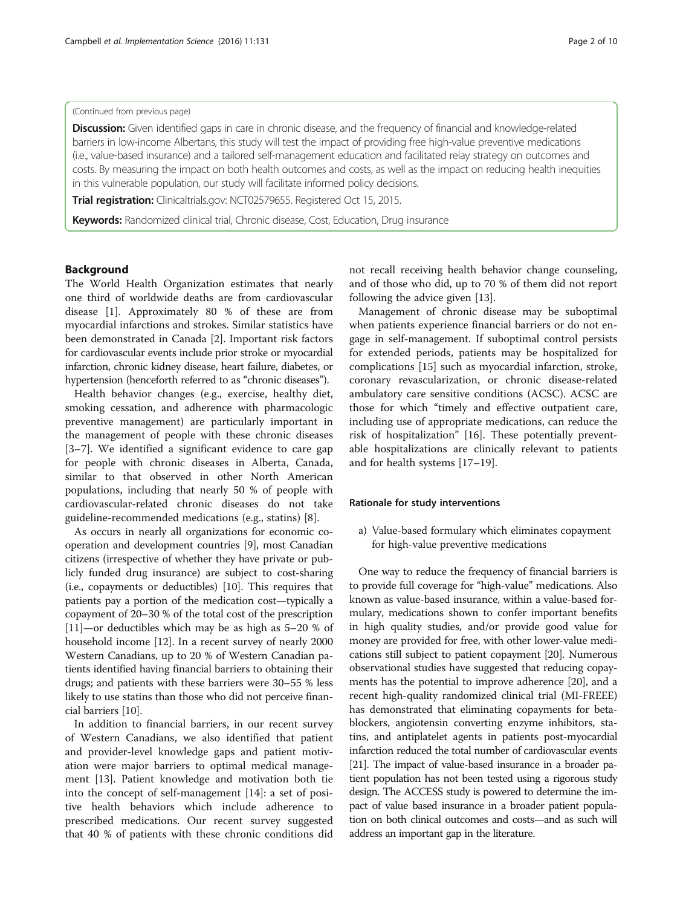(Continued from previous page)

**Discussion:** Given identified gaps in care in chronic disease, and the frequency of financial and knowledge-related barriers in low-income Albertans, this study will test the impact of providing free high-value preventive medications (i.e., value-based insurance) and a tailored self-management education and facilitated relay strategy on outcomes and costs. By measuring the impact on both health outcomes and costs, as well as the impact on reducing health inequities in this vulnerable population, our study will facilitate informed policy decisions.

**Trial registration:** Clinicaltrials.gov: NCT02579655. Registered Oct 15, 2015.

**Keywords:** Randomized clinical trial, Chronic disease, Cost, Education, Drug insurance

## Background

The World Health Organization estimates that nearly one third of worldwide deaths are from cardiovascular disease [1]. Approximately 80 % of these are from myocardial infarctions and strokes. Similar statistics have been demonstrated in Canada [2]. Important risk factors for cardiovascular events include prior stroke or myocardial infarction, chronic kidney disease, heart failure, diabetes, or hypertension (henceforth referred to as "chronic diseases").

Health behavior changes (e.g., exercise, healthy diet, smoking cessation, and adherence with pharmacologic preventive management) are particularly important in the management of people with these chronic diseases [3–7]. We identified a significant evidence to care gap for people with chronic diseases in Alberta, Canada, similar to that observed in other North American populations, including that nearly 50 % of people with cardiovascular-related chronic diseases do not take guideline-recommended medications (e.g., statins) [8].

As occurs in nearly all organizations for economic cooperation and development countries [9], most Canadian citizens (irrespective of whether they have private or publicly funded drug insurance) are subject to cost-sharing (i.e., copayments or deductibles) [10]. This requires that patients pay a portion of the medication cost—typically a copayment of 20–30 % of the total cost of the prescription [11]—or deductibles which may be as high as 5–20 % of household income [12]. In a recent survey of nearly 2000 Western Canadians, up to 20 % of Western Canadian patients identified having financial barriers to obtaining their drugs; and patients with these barriers were 30–55 % less likely to use statins than those who did not perceive financial barriers [10].

In addition to financial barriers, in our recent survey of Western Canadians, we also identified that patient and provider-level knowledge gaps and patient motivation were major barriers to optimal medical management [13]. Patient knowledge and motivation both tie into the concept of self-management [14]: a set of positive health behaviors which include adherence to prescribed medications. Our recent survey suggested that 40 % of patients with these chronic conditions did not recall receiving health behavior change counseling, and of those who did, up to 70 % of them did not report following the advice given [13].

Management of chronic disease may be suboptimal when patients experience financial barriers or do not engage in self-management. If suboptimal control persists for extended periods, patients may be hospitalized for complications [15] such as myocardial infarction, stroke, coronary revascularization, or chronic disease-related ambulatory care sensitive conditions (ACSC). ACSC are those for which "timely and effective outpatient care, including use of appropriate medications, can reduce the risk of hospitalization" [16]. These potentially preventable hospitalizations are clinically relevant to patients and for health systems [17–19].

### Rationale for study interventions

a) Value-based formulary which eliminates copayment for high-value preventive medications

One way to reduce the frequency of financial barriers is to provide full coverage for "high-value" medications. Also known as value-based insurance, within a value-based formulary, medications shown to confer important benefits in high quality studies, and/or provide good value for money are provided for free, with other lower-value medications still subject to patient copayment [20]. Numerous observational studies have suggested that reducing copayments has the potential to improve adherence [20], and a recent high-quality randomized clinical trial (MI-FREEE) has demonstrated that eliminating copayments for beta-blockers, angiotensin converting enzyme inhibitors, statins, and antiplatelet agents in patients post-myocardial infarction reduced the total number of cardiovascular events [21]. The impact of value-based insurance in a broader patient population has not been tested using a rigorous study design. The ACCESS study is powered to determine the impact of value based insurance in a broader patient population on both clinical outcomes and costs—and as such will address an important gap in the literature.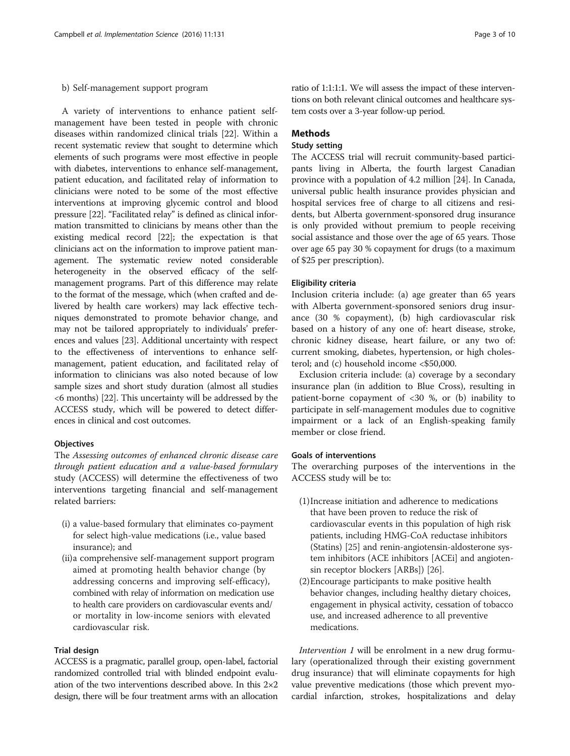b) Self-management support program

A variety of interventions to enhance patient self-management have been tested in people with chronic diseases within randomized clinical trials [22]. Within a recent systematic review that sought to determine which elements of such programs were most effective in people with diabetes, interventions to enhance self-management, patient education, and facilitated relay of information to clinicians were noted to be some of the most effective interventions at improving glycemic control and blood pressure [22]. "Facilitated relay" is defined as clinical information transmitted to clinicians by means other than the existing medical record [22]; the expectation is that clinicians act on the information to improve patient management. The systematic review noted considerable heterogeneity in the observed efficacy of the self-management programs. Part of this difference may relate to the format of the message, which (when crafted and delivered by health care workers) may lack effective techniques demonstrated to promote behavior change, and may not be tailored appropriately to individuals' preferences and values [23]. Additional uncertainty with respect to the effectiveness of interventions to enhance self-management, patient education, and facilitated relay of information to clinicians was also noted because of low sample sizes and short study duration (almost all studies <6 months) [22]. This uncertainty will be addressed by the ACCESS study, which will be powered to detect differences in clinical and cost outcomes.

### Objectives

The *Assessing outcomes of enhanced chronic disease care through patient education and a value-based formulary* study (ACCESS) will determine the effectiveness of two interventions targeting financial and self-management related barriers:

(i) a value-based formulary that eliminates co-payment for select high-value medications (i.e., value based insurance); and

(ii) a comprehensive self-management support program aimed at promoting health behavior change (by addressing concerns and improving self-efficacy), combined with relay of information on medication use to health care providers on cardiovascular events and/or mortality in low-income seniors with elevated cardiovascular risk.

### Trial design

ACCESS is a pragmatic, parallel group, open-label, factorial randomized controlled trial with blinded endpoint evaluation of the two interventions described above. In this 2×2 design, there will be four treatment arms with an allocation ratio of 1:1:1:1. We will assess the impact of these interventions on both relevant clinical outcomes and healthcare system costs over a 3-year follow-up period.

## Methods

### Study setting

The ACCESS trial will recruit community-based participants living in Alberta, the fourth largest Canadian province with a population of 4.2 million [24]. In Canada, universal public health insurance provides physician and hospital services free of charge to all citizens and residents, but Alberta government-sponsored drug insurance is only provided without premium to people receiving social assistance and those over the age of 65 years. Those over age 65 pay 30 % copayment for drugs (to a maximum of $25 per prescription).

### Eligibility criteria

Inclusion criteria include: (a) age greater than 65 years with Alberta government-sponsored seniors drug insurance (30 % copayment), (b) high cardiovascular risk based on a history of any one of: heart disease, stroke, chronic kidney disease, heart failure, or any two of: current smoking, diabetes, hypertension, or high cholesterol; and (c) household income <$50,000.

Exclusion criteria include: (a) coverage by a secondary insurance plan (in addition to Blue Cross), resulting in patient-borne copayment of <30 %, or (b) inability to participate in self-management modules due to cognitive impairment or a lack of an English-speaking family member or close friend.

### Goals of interventions

The overarching purposes of the interventions in the ACCESS study will be to:

(1) Increase initiation and adherence to medications that have been proven to reduce the risk of cardiovascular events in this population of high risk patients, including HMG-CoA reductase inhibitors (Statins) [25] and renin-angiotensin-aldosterone system inhibitors (ACE inhibitors [ACEi] and angiotensin receptor blockers [ARBs]) [26].

(2) Encourage participants to make positive health behavior changes, including healthy dietary choices, engagement in physical activity, cessation of tobacco use, and increased adherence to all preventive medications.

*Intervention 1* will be enrolment in a new drug formulary (operationalized through their existing government drug insurance) that will eliminate copayments for high value preventive medications (those which prevent myocardial infarction, strokes, hospitalizations and delay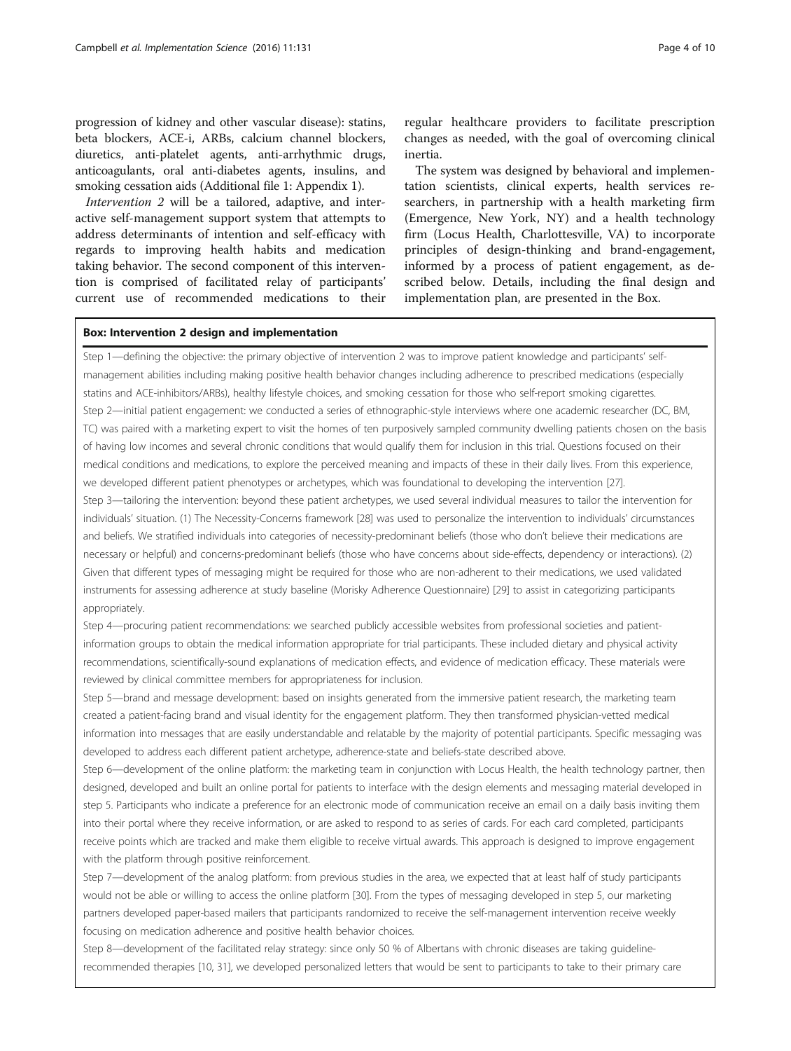progression of kidney and other vascular disease): statins, beta blockers, ACE-i, ARBs, calcium channel blockers, diuretics, anti-platelet agents, anti-arrhythmic drugs, anticoagulants, oral anti-diabetes agents, insulins, and smoking cessation aids (Additional file 1: Appendix 1).

*Intervention 2* will be a tailored, adaptive, and interactive self-management support system that attempts to address determinants of intention and self-efficacy with regards to improving health habits and medication taking behavior. The second component of this intervention is comprised of facilitated relay of participants' current use of recommended medications to their regular healthcare providers to facilitate prescription changes as needed, with the goal of overcoming clinical inertia.

The system was designed by behavioral and implementation scientists, clinical experts, health services researchers, in partnership with a health marketing firm (Emergence, New York, NY) and a health technology firm (Locus Health, Charlottesville, VA) to incorporate principles of design-thinking and brand-engagement, informed by a process of patient engagement, as described below. Details, including the final design and implementation plan, are presented in the Box.

**Box: Intervention 2 design and implementation**

Step 1—defining the objective: the primary objective of intervention 2 was to improve patient knowledge and participants' self-management abilities including making positive health behavior changes including adherence to prescribed medications (especially statins and ACE-inhibitors/ARBs), healthy lifestyle choices, and smoking cessation for those who self-report smoking cigarettes.

Step 2—initial patient engagement: we conducted a series of ethnographic-style interviews where one academic researcher (DC, BM, TC) was paired with a marketing expert to visit the homes of ten purposively sampled community dwelling patients chosen on the basis of having low incomes and several chronic conditions that would qualify them for inclusion in this trial. Questions focused on their medical conditions and medications, to explore the perceived meaning and impacts of these in their daily lives. From this experience, we developed different patient phenotypes or archetypes, which was foundational to developing the intervention [27].

Step 3—tailoring the intervention: beyond these patient archetypes, we used several individual measures to tailor the intervention for individuals' situation. (1) The Necessity-Concerns framework [28] was used to personalize the intervention to individuals' circumstances and beliefs. We stratified individuals into categories of necessity-predominant beliefs (those who don't believe their medications are necessary or helpful) and concerns-predominant beliefs (those who have concerns about side-effects, dependency or interactions). (2) Given that different types of messaging might be required for those who are non-adherent to their medications, we used validated instruments for assessing adherence at study baseline (Morisky Adherence Questionnaire) [29] to assist in categorizing participants appropriately.

Step 4—procuring patient recommendations: we searched publicly accessible websites from professional societies and patient-information groups to obtain the medical information appropriate for trial participants. These included dietary and physical activity recommendations, scientifically-sound explanations of medication effects, and evidence of medication efficacy. These materials were reviewed by clinical committee members for appropriateness for inclusion.

Step 5—brand and message development: based on insights generated from the immersive patient research, the marketing team created a patient-facing brand and visual identity for the engagement platform. They then transformed physician-vetted medical information into messages that are easily understandable and relatable by the majority of potential participants. Specific messaging was developed to address each different patient archetype, adherence-state and beliefs-state described above.

Step 6—development of the online platform: the marketing team in conjunction with Locus Health, the health technology partner, then designed, developed and built an online portal for patients to interface with the design elements and messaging material developed in step 5. Participants who indicate a preference for an electronic mode of communication receive an email on a daily basis inviting them into their portal where they receive information, or are asked to respond to as series of cards. For each card completed, participants receive points which are tracked and make them eligible to receive virtual awards. This approach is designed to improve engagement with the platform through positive reinforcement.

Step 7—development of the analog platform: from previous studies in the area, we expected that at least half of study participants would not be able or willing to access the online platform [30]. From the types of messaging developed in step 5, our marketing partners developed paper-based mailers that participants randomized to receive the self-management intervention receive weekly focusing on medication adherence and positive health behavior choices.

Step 8—development of the facilitated relay strategy: since only 50 % of Albertans with chronic diseases are taking guideline-recommended therapies [10, 31], we developed personalized letters that would be sent to participants to take to their primary care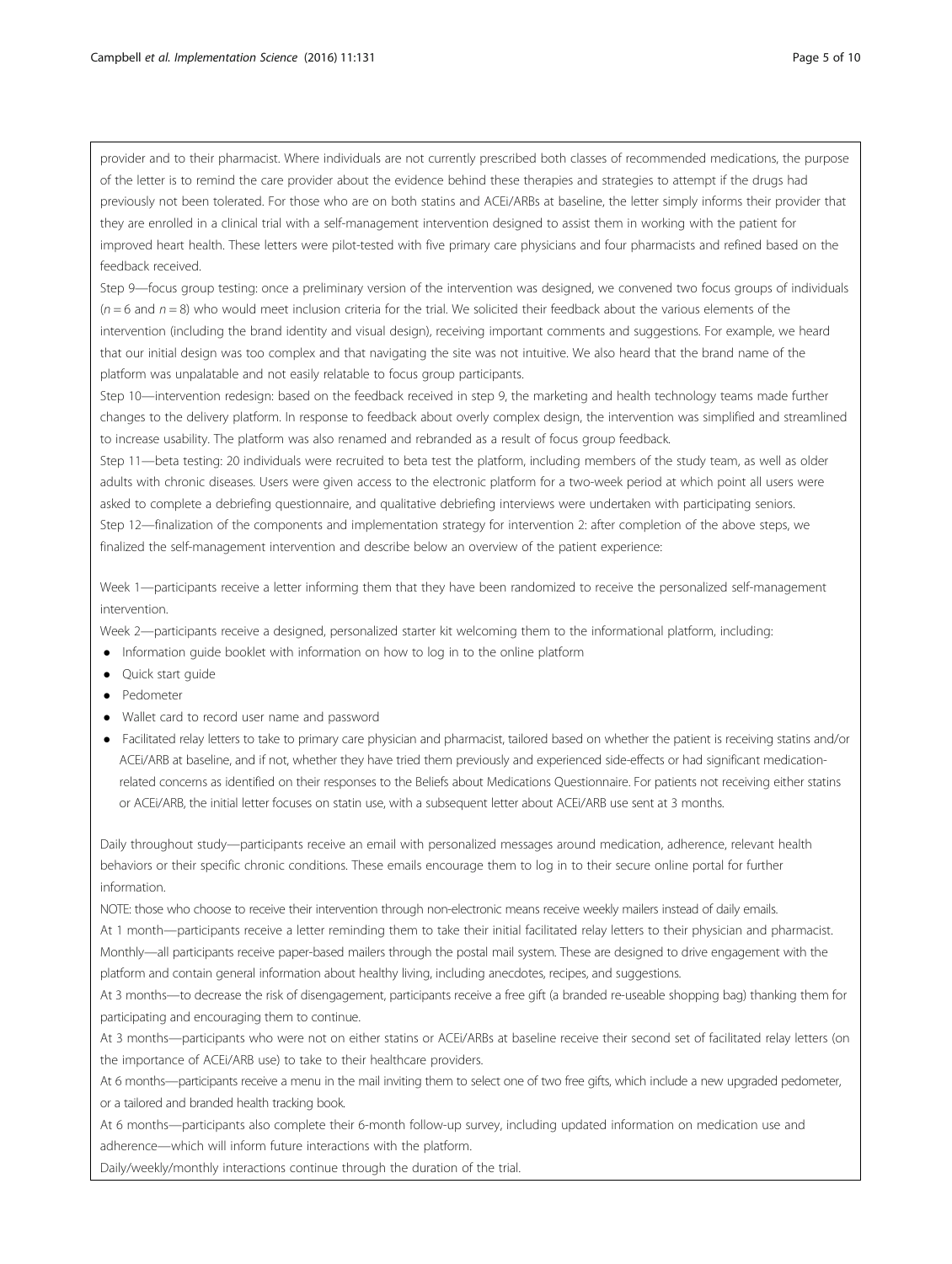provider and to their pharmacist. Where individuals are not currently prescribed both classes of recommended medications, the purpose of the letter is to remind the care provider about the evidence behind these therapies and strategies to attempt if the drugs had previously not been tolerated. For those who are on both statins and ACEi/ARBs at baseline, the letter simply informs their provider that they are enrolled in a clinical trial with a self-management intervention designed to assist them in working with the patient for improved heart health. These letters were pilot-tested with five primary care physicians and four pharmacists and refined based on the feedback received.

Step 9—focus group testing: once a preliminary version of the intervention was designed, we convened two focus groups of individuals ($n = 6$ and $n = 8$) who would meet inclusion criteria for the trial. We solicited their feedback about the various elements of the intervention (including the brand identity and visual design), receiving important comments and suggestions. For example, we heard that our initial design was too complex and that navigating the site was not intuitive. We also heard that the brand name of the platform was unpalatable and not easily relatable to focus group participants.

Step 10—intervention redesign: based on the feedback received in step 9, the marketing and health technology teams made further changes to the delivery platform. In response to feedback about overly complex design, the intervention was simplified and streamlined to increase usability. The platform was also renamed and rebranded as a result of focus group feedback.

Step 11—beta testing: 20 individuals were recruited to beta test the platform, including members of the study team, as well as older adults with chronic diseases. Users were given access to the electronic platform for a two-week period at which point all users were asked to complete a debriefing questionnaire, and qualitative debriefing interviews were undertaken with participating seniors.

Step 12—finalization of the components and implementation strategy for intervention 2: after completion of the above steps, we finalized the self-management intervention and describe below an overview of the patient experience:

Week 1—participants receive a letter informing them that they have been randomized to receive the personalized self-management intervention.

Week 2—participants receive a designed, personalized starter kit welcoming them to the informational platform, including:

- Information guide booklet with information on how to log in to the online platform
- Quick start guide
- Pedometer
- Wallet card to record user name and password
- Facilitated relay letters to take to primary care physician and pharmacist, tailored based on whether the patient is receiving statins and/or ACEi/ARB at baseline, and if not, whether they have tried them previously and experienced side-effects or had significant medication-related concerns as identified on their responses to the Beliefs about Medications Questionnaire. For patients not receiving either statins or ACEi/ARB, the initial letter focuses on statin use, with a subsequent letter about ACEi/ARB use sent at 3 months.

Daily throughout study—participants receive an email with personalized messages around medication, adherence, relevant health behaviors or their specific chronic conditions. These emails encourage them to log in to their secure online portal for further information.

NOTE: those who choose to receive their intervention through non-electronic means receive weekly mailers instead of daily emails.

At 1 month—participants receive a letter reminding them to take their initial facilitated relay letters to their physician and pharmacist.

Monthly—all participants receive paper-based mailers through the postal mail system. These are designed to drive engagement with the platform and contain general information about healthy living, including anecdotes, recipes, and suggestions.

At 3 months—to decrease the risk of disengagement, participants receive a free gift (a branded re-useable shopping bag) thanking them for participating and encouraging them to continue.

At 3 months—participants who were not on either statins or ACEi/ARBs at baseline receive their second set of facilitated relay letters (on the importance of ACEi/ARB use) to take to their healthcare providers.

At 6 months—participants receive a menu in the mail inviting them to select one of two free gifts, which include a new upgraded pedometer, or a tailored and branded health tracking book.

At 6 months—participants also complete their 6-month follow-up survey, including updated information on medication use and adherence—which will inform future interactions with the platform.

Daily/weekly/monthly interactions continue through the duration of the trial.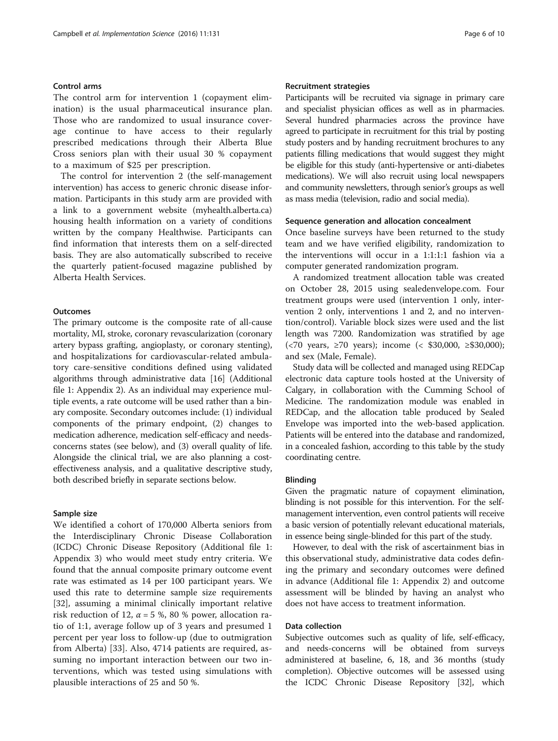### Control arms

The control arm for intervention 1 (copayment elimination) is the usual pharmaceutical insurance plan. Those who are randomized to usual insurance coverage continue to have access to their regularly prescribed medications through their Alberta Blue Cross seniors plan with their usual 30 % copayment to a maximum of $25 per prescription.

The control for intervention 2 (the self-management intervention) has access to generic chronic disease information. Participants in this study arm are provided with a link to a government website (myhealth.alberta.ca) housing health information on a variety of conditions written by the company Healthwise. Participants can find information that interests them on a self-directed basis. They are also automatically subscribed to receive the quarterly patient-focused magazine published by Alberta Health Services.

### Outcomes

The primary outcome is the composite rate of all-cause mortality, MI, stroke, coronary revascularization (coronary artery bypass grafting, angioplasty, or coronary stenting), and hospitalizations for cardiovascular-related ambulatory care-sensitive conditions defined using validated algorithms through administrative data [16] (Additional file 1: Appendix 2). As an individual may experience multiple events, a rate outcome will be used rather than a binary composite. Secondary outcomes include: (1) individual components of the primary endpoint, (2) changes to medication adherence, medication self-efficacy and needs-concerns states (see below), and (3) overall quality of life. Alongside the clinical trial, we are also planning a cost-effectiveness analysis, and a qualitative descriptive study, both described briefly in separate sections below.

### Sample size

We identified a cohort of 170,000 Alberta seniors from the Interdisciplinary Chronic Disease Collaboration (ICDC) Chronic Disease Repository (Additional file 1: Appendix 3) who would meet study entry criteria. We found that the annual composite primary outcome event rate was estimated as 14 per 100 participant years. We used this rate to determine sample size requirements [32], assuming a minimal clinically important relative risk reduction of 12, $\alpha = 5$ %, 80 % power, allocation ratio of 1:1, average follow up of 3 years and presumed 1 percent per year loss to follow-up (due to outmigration from Alberta) [33]. Also, 4714 patients are required, assuming no important interaction between our two interventions, which was tested using simulations with plausible interactions of 25 and 50 %.

### Recruitment strategies

Participants will be recruited via signage in primary care and specialist physician offices as well as in pharmacies. Several hundred pharmacies across the province have agreed to participate in recruitment for this trial by posting study posters and by handing recruitment brochures to any patients filling medications that would suggest they might be eligible for this study (anti-hypertensive or anti-diabetes medications). We will also recruit using local newspapers and community newsletters, through senior's groups as well as mass media (television, radio and social media).

### Sequence generation and allocation concealment

Once baseline surveys have been returned to the study team and we have verified eligibility, randomization to the interventions will occur in a 1:1:1:1 fashion via a computer generated randomization program.

A randomized treatment allocation table was created on October 28, 2015 using sealedenvelope.com. Four treatment groups were used (intervention 1 only, intervention 2 only, interventions 1 and 2, and no intervention/control). Variable block sizes were used and the list length was 7200. Randomization was stratified by age (<70 years, ≥70 years); income (< $30,000, ≥$30,000); and sex (Male, Female).

Study data will be collected and managed using REDCap electronic data capture tools hosted at the University of Calgary, in collaboration with the Cumming School of Medicine. The randomization module was enabled in REDCap, and the allocation table produced by Sealed Envelope was imported into the web-based application. Patients will be entered into the database and randomized, in a concealed fashion, according to this table by the study coordinating centre.

### Blinding

Given the pragmatic nature of copayment elimination, blinding is not possible for this intervention. For the self-management intervention, even control patients will receive a basic version of potentially relevant educational materials, in essence being single-blinded for this part of the study.

However, to deal with the risk of ascertainment bias in this observational study, administrative data codes defining the primary and secondary outcomes were defined in advance (Additional file 1: Appendix 2) and outcome assessment will be blinded by having an analyst who does not have access to treatment information.

### Data collection

Subjective outcomes such as quality of life, self-efficacy, and needs-concerns will be obtained from surveys administered at baseline, 6, 18, and 36 months (study completion). Objective outcomes will be assessed using the ICDC Chronic Disease Repository [32], which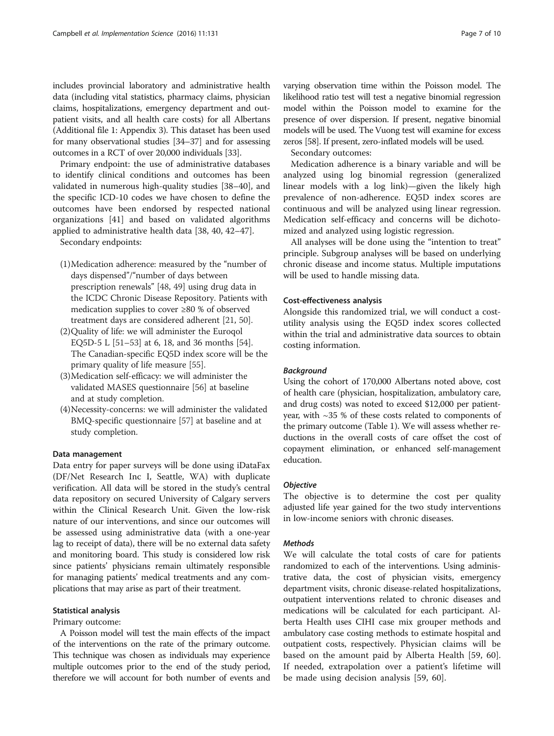includes provincial laboratory and administrative health data (including vital statistics, pharmacy claims, physician claims, hospitalizations, emergency department and outpatient visits, and all health care costs) for all Albertans (Additional file 1: Appendix 3). This dataset has been used for many observational studies [34–37] and for assessing outcomes in a RCT of over 20,000 individuals [33].

Primary endpoint: the use of administrative databases to identify clinical conditions and outcomes has been validated in numerous high-quality studies [38–40], and the specific ICD-10 codes we have chosen to define the outcomes have been endorsed by respected national organizations [41] and based on validated algorithms applied to administrative health data [38, 40, 42–47].

Secondary endpoints:

(1) Medication adherence: measured by the "number of days dispensed"/"number of days between prescription renewals" [48, 49] using drug data in the ICDC Chronic Disease Repository. Patients with medication supplies to cover ≥80 % of observed treatment days are considered adherent [21, 50].
(2) Quality of life: we will administer the Euroqol EQ5D-5 L [51–53] at 6, 18, and 36 months [54]. The Canadian-specific EQ5D index score will be the primary quality of life measure [55].
(3) Medication self-efficacy: we will administer the validated MASES questionnaire [56] at baseline and at study completion.
(4) Necessity-concerns: we will administer the validated BMQ-specific questionnaire [57] at baseline and at study completion.

### Data management

Data entry for paper surveys will be done using iDataFax (DF/Net Research Inc I, Seattle, WA) with duplicate verification. All data will be stored in the study's central data repository on secured University of Calgary servers within the Clinical Research Unit. Given the low-risk nature of our interventions, and since our outcomes will be assessed using administrative data (with a one-year lag to receipt of data), there will be no external data safety and monitoring board. This study is considered low risk since patients' physicians remain ultimately responsible for managing patients' medical treatments and any complications that may arise as part of their treatment.

### Statistical analysis

Primary outcome:

A Poisson model will test the main effects of the impact of the interventions on the rate of the primary outcome. This technique was chosen as individuals may experience multiple outcomes prior to the end of the study period, therefore we will account for both number of events and varying observation time within the Poisson model. The likelihood ratio test will test a negative binomial regression model within the Poisson model to examine for the presence of over dispersion. If present, negative binomial models will be used. The Vuong test will examine for excess zeros [58]. If present, zero-inflated models will be used.

Secondary outcomes:

Medication adherence is a binary variable and will be analyzed using log binomial regression (generalized linear models with a log link)—given the likely high prevalence of non-adherence. EQ5D index scores are continuous and will be analyzed using linear regression. Medication self-efficacy and concerns will be dichotomized and analyzed using logistic regression.

All analyses will be done using the "intention to treat" principle. Subgroup analyses will be based on underlying chronic disease and income status. Multiple imputations will be used to handle missing data.

### Cost-effectiveness analysis

Alongside this randomized trial, we will conduct a cost-utility analysis using the EQ5D index scores collected within the trial and administrative data sources to obtain costing information.

#### *Background*

Using the cohort of 170,000 Albertans noted above, cost of health care (physician, hospitalization, ambulatory care, and drug costs) was noted to exceed \$12,000 per patient-year, with ~35 % of these costs related to components of the primary outcome (Table 1). We will assess whether reductions in the overall costs of care offset the cost of copayment elimination, or enhanced self-management education.

#### *Objective*

The objective is to determine the cost per quality adjusted life year gained for the two study interventions in low-income seniors with chronic diseases.

#### *Methods*

We will calculate the total costs of care for patients randomized to each of the interventions. Using administrative data, the cost of physician visits, emergency department visits, chronic disease-related hospitalizations, outpatient interventions related to chronic diseases and medications will be calculated for each participant. Alberta Health uses CIHI case mix grouper methods and ambulatory case costing methods to estimate hospital and outpatient costs, respectively. Physician claims will be based on the amount paid by Alberta Health [59, 60]. If needed, extrapolation over a patient's lifetime will be made using decision analysis [59, 60].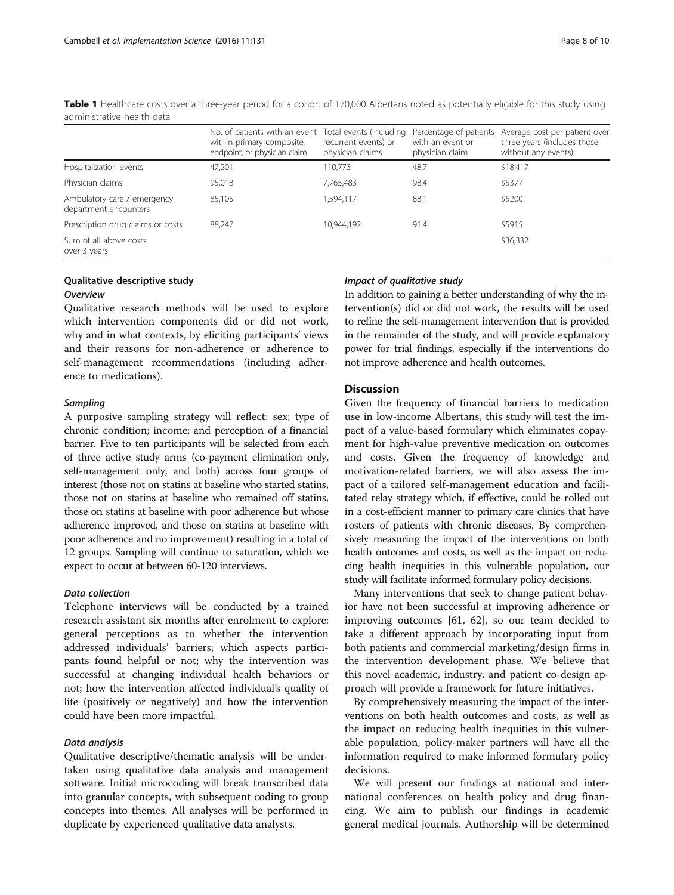**Table 1** Healthcare costs over a three-year period for a cohort of 170,000 Albertans noted as potentially eligible for this study using administrative health data

| | No. of patients with an event within primary composite endpoint, or physician claim | Total events (including recurrent events) or physician claims | Percentage of patients with an event or physician claim | Average cost per patient over three years (includes those without any events) |
|---|---|---|---|---|
| Hospitalization events | 47,201 | 110,773 | 48.7 | $18,417 |
| Physician claims | 95,018 | 7,765,483 | 98.4 | $5377 |
| Ambulatory care / emergency department encounters | 85,105 | 1,594,117 | 88.1 | $5200 |
| Prescription drug claims or costs | 88,247 | 10,944,192 | 91.4 | $5915 |
| Sum of all above costs over 3 years | | | | $36,332 |

## Qualitative descriptive study

### *Overview*

Qualitative research methods will be used to explore which intervention components did or did not work, why and in what contexts, by eliciting participants' views and their reasons for non-adherence or adherence to self-management recommendations (including adherence to medications).

### *Sampling*

A purposive sampling strategy will reflect: sex; type of chronic condition; income; and perception of a financial barrier. Five to ten participants will be selected from each of three active study arms (co-payment elimination only, self-management only, and both) across four groups of interest (those not on statins at baseline who started statins, those not on statins at baseline who remained off statins, those on statins at baseline with poor adherence but whose adherence improved, and those on statins at baseline with poor adherence and no improvement) resulting in a total of 12 groups. Sampling will continue to saturation, which we expect to occur at between 60-120 interviews.

### *Data collection*

Telephone interviews will be conducted by a trained research assistant six months after enrolment to explore: general perceptions as to whether the intervention addressed individuals' barriers; which aspects participants found helpful or not; why the intervention was successful at changing individual health behaviors or not; how the intervention affected individual's quality of life (positively or negatively) and how the intervention could have been more impactful.

### *Data analysis*

Qualitative descriptive/thematic analysis will be undertaken using qualitative data analysis and management software. Initial microcoding will break transcribed data into granular concepts, with subsequent coding to group concepts into themes. All analyses will be performed in duplicate by experienced qualitative data analysts.

### *Impact of qualitative study*

In addition to gaining a better understanding of why the intervention(s) did or did not work, the results will be used to refine the self-management intervention that is provided in the remainder of the study, and will provide explanatory power for trial findings, especially if the interventions do not improve adherence and health outcomes.

## Discussion

Given the frequency of financial barriers to medication use in low-income Albertans, this study will test the impact of a value-based formulary which eliminates copayment for high-value preventive medication on outcomes and costs. Given the frequency of knowledge and motivation-related barriers, we will also assess the impact of a tailored self-management education and facilitated relay strategy which, if effective, could be rolled out in a cost-efficient manner to primary care clinics that have rosters of patients with chronic diseases. By comprehensively measuring the impact of the interventions on both health outcomes and costs, as well as the impact on reducing health inequities in this vulnerable population, our study will facilitate informed formulary policy decisions.

Many interventions that seek to change patient behavior have not been successful at improving adherence or improving outcomes [61, 62], so our team decided to take a different approach by incorporating input from both patients and commercial marketing/design firms in the intervention development phase. We believe that this novel academic, industry, and patient co-design approach will provide a framework for future initiatives.

By comprehensively measuring the impact of the interventions on both health outcomes and costs, as well as the impact on reducing health inequities in this vulnerable population, policy-maker partners will have all the information required to make informed formulary policy decisions.

We will present our findings at national and international conferences on health policy and drug financing. We aim to publish our findings in academic general medical journals. Authorship will be determined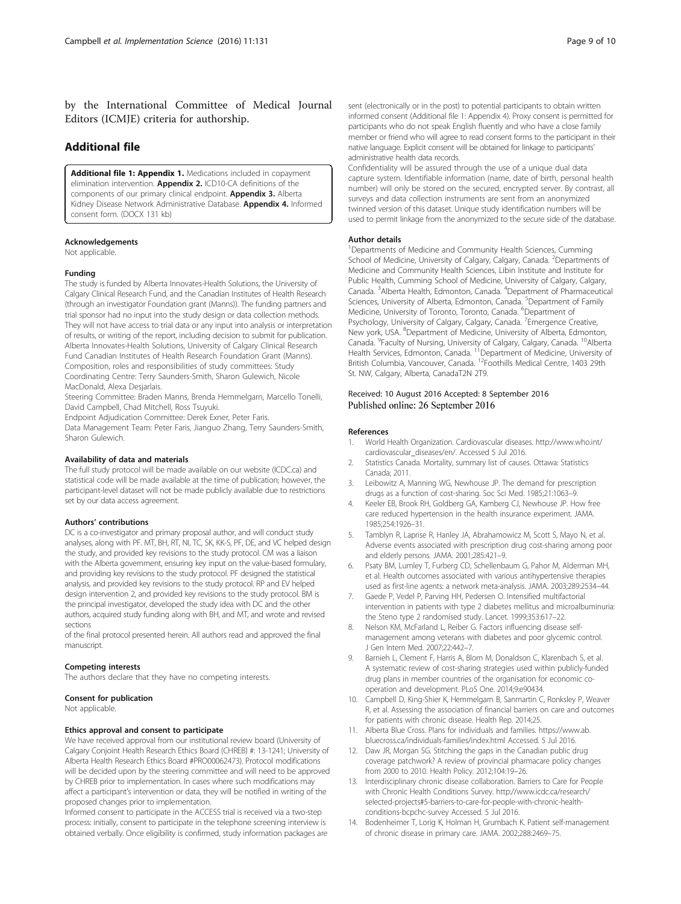by the International Committee of Medical Journal Editors (ICMJE) criteria for authorship.

## Additional file

**Additional file 1: Appendix 1.** Medications included in copayment elimination intervention. **Appendix 2.** ICD10-CA definitions of the components of our primary clinical endpoint. **Appendix 3.** Alberta Kidney Disease Network Administrative Database. **Appendix 4.** Informed consent form. (DOCX 131 kb)

### Acknowledgements

Not applicable.

### Funding

The study is funded by Alberta Innovates-Health Solutions, the University of Calgary Clinical Research Fund, and the Canadian Institutes of Health Research (through an investigator Foundation grant (Manns)). The funding partners and trial sponsor had no input into the study design or data collection methods. They will not have access to trial data or any input into analysis or interpretation of results, or writing of the report, including decision to submit for publication. Alberta Innovates-Health Solutions, University of Calgary Clinical Research Fund Canadian Institutes of Health Research Foundation Grant (Manns).
Composition, roles and responsibilities of study committees: Study Coordinating Centre: Terry Saunders-Smith, Sharon Gulewich, Nicole MacDonald, Alexa Desjarlais.
Steering Committee: Braden Manns, Brenda Hemmelgarn, Marcello Tonelli, David Campbell, Chad Mitchell, Ross Tsuyuki.
Endpoint Adjudication Committee: Derek Exner, Peter Faris.
Data Management Team: Peter Faris, Jianguo Zhang, Terry Saunders-Smith, Sharon Gulewich.

### Availability of data and materials

The full study protocol will be made available on our website (ICDC.ca) and statistical code will be made available at the time of publication; however, the participant-level dataset will not be made publicly available due to restrictions set by our data access agreement.

### Authors' contributions

DC is a co-investigator and primary proposal author, and will conduct study analyses, along with PF. MT, BH, RT, NI, TC, SK, KK-S, PF, DE, and VC helped design the study, and provided key revisions to the study protocol. CM was a liaison with the Alberta government, ensuring key input on the value-based formulary, and providing key revisions to the study protocol. PF designed the statistical analysis, and provided key revisions to the study protocol. RP and EV helped design intervention 2, and provided key revisions to the study protocol. BM is the principal investigator, developed the study idea with DC and the other authors, acquired study funding along with BH, and MT, and wrote and revised sections
of the final protocol presented herein. All authors read and approved the final manuscript.

### Competing interests

The authors declare that they have no competing interests.

### Consent for publication

Not applicable.

### Ethics approval and consent to participate

We have received approval from our institutional review board (University of Calgary Conjoint Health Research Ethics Board (CHREB) #: 13-1241; University of Alberta Health Research Ethics Board #PRO00062473). Protocol modifications will be decided upon by the steering committee and will need to be approved by CHREB prior to implementation. In cases where such modifications may affect a participant's intervention or data, they will be notified in writing of the proposed changes prior to implementation.
Informed consent to participate in the ACCESS trial is received via a two-step process: initially, consent to participate in the telephone screening interview is obtained verbally. Once eligibility is confirmed, study information packages are sent (electronically or in the post) to potential participants to obtain written informed consent (Additional file 1: Appendix 4). Proxy consent is permitted for participants who do not speak English fluently and who have a close family member or friend who will agree to read consent forms to the participant in their native language. Explicit consent will be obtained for linkage to participants' administrative health data records.
Confidentiality will be assured through the use of a unique dual data capture system. Identifiable information (name, date of birth, personal health number) will only be stored on the secured, encrypted server. By contrast, all surveys and data collection instruments are sent from an anonymized twinned version of this dataset. Unique study identification numbers will be used to permit linkage from the anonymized to the secure side of the database.

### Author details

[1]Departments of Medicine and Community Health Sciences, Cumming School of Medicine, University of Calgary, Calgary, Canada. [2]Departments of Medicine and Community Health Sciences, Libin Institute and Institute for Public Health, Cumming School of Medicine, University of Calgary, Calgary, Canada. [3]Alberta Health, Edmonton, Canada. [4]Department of Pharmaceutical Sciences, University of Alberta, Edmonton, Canada. [5]Department of Family Medicine, University of Toronto, Toronto, Canada. [6]Department of Psychology, University of Calgary, Calgary, Canada. [7]Emergence Creative, New york, USA. [8]Department of Medicine, University of Alberta, Edmonton, Canada. [9]Faculty of Nursing, University of Calgary, Calgary, Canada. [10]Alberta Health Services, Edmonton, Canada. [11]Department of Medicine, University of British Columbia, Vancouver, Canada. [12]Foothills Medical Centre, 1403 29th St. NW, Calgary, Alberta, CanadaT2N 2T9.

Received: 10 August 2016 Accepted: 8 September 2016
Published online: 26 September 2016

### References

1. World Health Organization. Cardiovascular diseases. http://www.who.int/cardiovascular_diseases/en/. Accessed 5 Jul 2016.
2. Statistics Canada. Mortality, summary list of causes. Ottawa: Statistics Canada; 2011.
3. Leibowitz A, Manning WG, Newhouse JP. The demand for prescription drugs as a function of cost-sharing. Soc Sci Med. 1985;21:1063–9.
4. Keeler EB, Brook RH, Goldberg GA, Kamberg CJ, Newhouse JP. How free care reduced hypertension in the health insurance experiment. JAMA. 1985;254:1926–31.
5. Tamblyn R, Laprise R, Hanley JA, Abrahamowicz M, Scott S, Mayo N, et al. Adverse events associated with prescription drug cost-sharing among poor and elderly persons. JAMA. 2001;285:421–9.
6. Psaty BM, Lumley T, Furberg CD, Schellenbaum G, Pahor M, Alderman MH, et al. Health outcomes associated with various antihypertensive therapies used as first-line agents: a network meta-analysis. JAMA. 2003;289:2534–44.
7. Gaede P, Vedel P, Parving HH, Pedersen O. Intensified multifactorial intervention in patients with type 2 diabetes mellitus and microalbuminuria: the Steno type 2 randomised study. Lancet. 1999;353:617–22.
8. Nelson KM, McFarland L, Reiber G. Factors influencing disease self-management among veterans with diabetes and poor glycemic control. J Gen Intern Med. 2007;22:442–7.
9. Barnieh L, Clement F, Harris A, Blom M, Donaldson C, Klarenbach S, et al. A systematic review of cost-sharing strategies used within publicly-funded drug plans in member countries of the organisation for economic co-operation and development. PLoS One. 2014;9:e90434.
10. Campbell D, King-Shier K, Hemmelgarn B, Sanmartin C, Ronksley P, Weaver R, et al. Assessing the association of financial barriers on care and outcomes for patients with chronic disease. Health Rep. 2014;25.
11. Alberta Blue Cross. Plans for individuals and families. https://www.ab.bluecross.ca/individuals-families/index.html Accessed. 5 Jul 2016.
12. Daw JR, Morgan SG. Stitching the gaps in the Canadian public drug coverage patchwork? A review of provincial pharmacare policy changes from 2000 to 2010. Health Policy. 2012;104:19–26.
13. Interdisciplinary chronic disease collaboration. Barriers to Care for People with Chronic Health Conditions Survey. http://www.icdc.ca/research/selected-projects#5-barriers-to-care-for-people-with-chronic-health-conditions-bcpchc-survey Accessed. 5 Jul 2016.
14. Bodenheimer T, Lorig K, Holman H, Grumbach K. Patient self-management of chronic disease in primary care. JAMA. 2002;288:2469–75.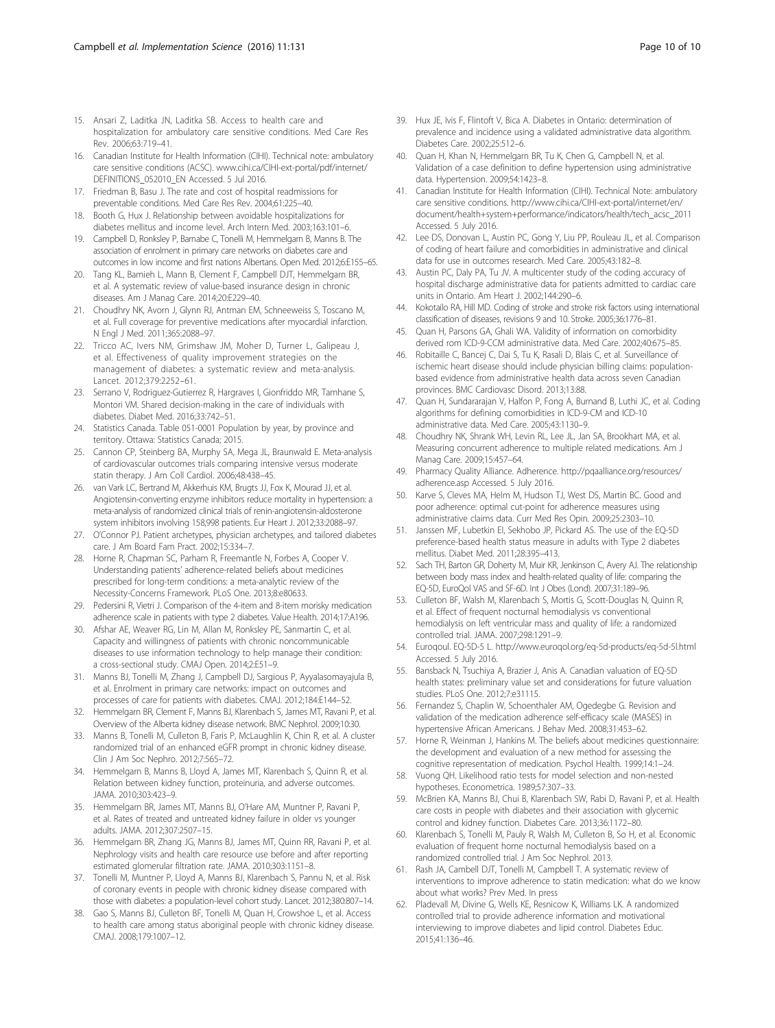15. Ansari Z, Laditka JN, Laditka SB. Access to health care and hospitalization for ambulatory care sensitive conditions. Med Care Res Rev. 2006;63:719–41.
16. Canadian Institute for Health Information (CIHI). Technical note: ambulatory care sensitive conditions (ACSC). www.cihi.ca/CIHI-ext-portal/pdf/internet/DEFINITIONS_052010_EN Accessed. 5 Jul 2016.
17. Friedman B, Basu J. The rate and cost of hospital readmissions for preventable conditions. Med Care Res Rev. 2004;61:225–40.
18. Booth G, Hux J. Relationship between avoidable hospitalizations for diabetes mellitus and income level. Arch Intern Med. 2003;163:101–6.
19. Campbell D, Ronksley P, Barnabe C, Tonelli M, Hemmelgarn B, Manns B. The association of enrolment in primary care networks on diabetes care and outcomes in low income and first nations Albertans. Open Med. 2012;6:E155–65.
20. Tang KL, Barnieh L, Mann B, Clement F, Campbell DJT, Hemmelgarn BR, et al. A systematic review of value-based insurance design in chronic diseases. Am J Manag Care. 2014;20:E229–40.
21. Choudhry NK, Avorn J, Glynn RJ, Antman EM, Schneeweiss S, Toscano M, et al. Full coverage for preventive medications after myocardial infarction. N Engl J Med. 2011;365:2088–97.
22. Tricco AC, Ivers NM, Grimshaw JM, Moher D, Turner L, Galipeau J, et al. Effectiveness of quality improvement strategies on the management of diabetes: a systematic review and meta-analysis. Lancet. 2012;379:2252–61.
23. Serrano V, Rodriguez-Gutierrez R, Hargraves I, Gionfriddo MR, Tamhane S, Montori VM. Shared decision-making in the care of individuals with diabetes. Diabet Med. 2016;33:742–51.
24. Statistics Canada. Table 051-0001 Population by year, by province and territory. Ottawa: Statistics Canada; 2015.
25. Cannon CP, Steinberg BA, Murphy SA, Mega JL, Braunwald E. Meta-analysis of cardiovascular outcomes trials comparing intensive versus moderate statin therapy. J Am Coll Cardiol. 2006;48:438–45.
26. van Vark LC, Bertrand M, Akkerhuis KM, Brugts JJ, Fox K, Mourad JJ, et al. Angiotensin-converting enzyme inhibitors reduce mortality in hypertension: a meta-analysis of randomized clinical trials of renin-angiotensin-aldosterone system inhibitors involving 158,998 patients. Eur Heart J. 2012;33:2088–97.
27. O'Connor PJ. Patient archetypes, physician archetypes, and tailored diabetes care. J Am Board Fam Pract. 2002;15:334–7.
28. Horne R, Chapman SC, Parham R, Freemantle N, Forbes A, Cooper V. Understanding patients' adherence-related beliefs about medicines prescribed for long-term conditions: a meta-analytic review of the Necessity-Concerns Framework. PLoS One. 2013;8:e80633.
29. Pedersini R, Vietri J. Comparison of the 4-item and 8-item morisky medication adherence scale in patients with type 2 diabetes. Value Health. 2014;17:A196.
30. Afshar AE, Weaver RG, Lin M, Allan M, Ronksley PE, Sanmartin C, et al. Capacity and willingness of patients with chronic noncommunicable diseases to use information technology to help manage their condition: a cross-sectional study. CMAJ Open. 2014;2:E51–9.
31. Manns BJ, Tonelli M, Zhang J, Campbell DJ, Sargious P, Ayyalasomayajula B, et al. Enrolment in primary care networks: impact on outcomes and processes of care for patients with diabetes. CMAJ. 2012;184:E144–52.
32. Hemmelgarn BR, Clement F, Manns BJ, Klarenbach S, James MT, Ravani P, et al. Overview of the Alberta kidney disease network. BMC Nephrol. 2009;10:30.
33. Manns B, Tonelli M, Culleton B, Faris P, McLaughlin K, Chin R, et al. A cluster randomized trial of an enhanced eGFR prompt in chronic kidney disease. Clin J Am Soc Nephro. 2012;7:565–72.
34. Hemmelgarn B, Manns B, Lloyd A, James MT, Klarenbach S, Quinn R, et al. Relation between kidney function, proteinuria, and adverse outcomes. JAMA. 2010;303:423–9.
35. Hemmelgarn BR, James MT, Manns BJ, O'Hare AM, Muntner P, Ravani P, et al. Rates of treated and untreated kidney failure in older vs younger adults. JAMA. 2012;307:2507–15.
36. Hemmelgarn BR, Zhang JG, Manns BJ, James MT, Quinn RR, Ravani P, et al. Nephrology visits and health care resource use before and after reporting estimated glomerular filtration rate. JAMA. 2010;303:1151–8.
37. Tonelli M, Muntner P, Lloyd A, Manns BJ, Klarenbach S, Pannu N, et al. Risk of coronary events in people with chronic kidney disease compared with those with diabetes: a population-level cohort study. Lancet. 2012;380:807–14.
38. Gao S, Manns BJ, Culleton BF, Tonelli M, Quan H, Crowshoe L, et al. Access to health care among status aboriginal people with chronic kidney disease. CMAJ. 2008;179:1007–12.
39. Hux JE, Ivis F, Flintoft V, Bica A. Diabetes in Ontario: determination of prevalence and incidence using a validated administrative data algorithm. Diabetes Care. 2002;25:512–6.
40. Quan H, Khan N, Hemmelgarn BR, Tu K, Chen G, Campbell N, et al. Validation of a case definition to define hypertension using administrative data. Hypertension. 2009;54:1423–8.
41. Canadian Institute for Health Information (CIHI). Technical Note: ambulatory care sensitive conditions. http://www.cihi.ca/CIHI-ext-portal/internet/en/document/health+system+performance/indicators/health/tech_acsc_2011 Accessed. 5 July 2016.
42. Lee DS, Donovan L, Austin PC, Gong Y, Liu PP, Rouleau JL, et al. Comparison of coding of heart failure and comorbidities in administrative and clinical data for use in outcomes research. Med Care. 2005;43:182–8.
43. Austin PC, Daly PA, Tu JV. A multicenter study of the coding accuracy of hospital discharge administrative data for patients admitted to cardiac care units in Ontario. Am Heart J. 2002;144:290–6.
44. Kokotailo RA, Hill MD. Coding of stroke and stroke risk factors using international classification of diseases, revisions 9 and 10. Stroke. 2005;36:1776–81.
45. Quan H, Parsons GA, Ghali WA. Validity of information on comorbidity derived rom ICD-9-CCM administrative data. Med Care. 2002;40:675–85.
46. Robitaille C, Bancej C, Dai S, Tu K, Rasali D, Blais C, et al. Surveillance of ischemic heart disease should include physician billing claims: population-based evidence from administrative health data across seven Canadian provinces. BMC Cardiovasc Disord. 2013;13:88.
47. Quan H, Sundararajan V, Halfon P, Fong A, Burnand B, Luthi JC, et al. Coding algorithms for defining comorbidities in ICD-9-CM and ICD-10 administrative data. Med Care. 2005;43:1130–9.
48. Choudhry NK, Shrank WH, Levin RL, Lee JL, Jan SA, Brookhart MA, et al. Measuring concurrent adherence to multiple related medications. Am J Manag Care. 2009;15:457–64.
49. Pharmacy Quality Alliance. Adherence. http://pqaalliance.org/resources/adherence.asp Accessed. 5 July 2016.
50. Karve S, Cleves MA, Helm M, Hudson TJ, West DS, Martin BC. Good and poor adherence: optimal cut-point for adherence measures using administrative claims data. Curr Med Res Opin. 2009;25:2303–10.
51. Janssen MF, Lubetkin EI, Sekhobo JP, Pickard AS. The use of the EQ-5D preference-based health status measure in adults with Type 2 diabetes mellitus. Diabet Med. 2011;28:395–413.
52. Sach TH, Barton GR, Doherty M, Muir KR, Jenkinson C, Avery AJ. The relationship between body mass index and health-related quality of life: comparing the EQ-5D, EuroQol VAS and SF-6D. Int J Obes (Lond). 2007;31:189–96.
53. Culleton BF, Walsh M, Klarenbach S, Mortis G, Scott-Douglas N, Quinn R, et al. Effect of frequent nocturnal hemodialysis vs conventional hemodialysis on left ventricular mass and quality of life: a randomized controlled trial. JAMA. 2007;298:1291–9.
54. Euroqoul. EQ-5D-5 L. http://www.euroqol.org/eq-5d-products/eq-5d-5l.html Accessed. 5 July 2016.
55. Bansback N, Tsuchiya A, Brazier J, Anis A. Canadian valuation of EQ-5D health states: preliminary value set and considerations for future valuation studies. PLoS One. 2012;7:e31115.
56. Fernandez S, Chaplin W, Schoenthaler AM, Ogedegbe G. Revision and validation of the medication adherence self-efficacy scale (MASES) in hypertensive African Americans. J Behav Med. 2008;31:453–62.
57. Horne R, Weinman J, Hankins M. The beliefs about medicines questionnaire: the development and evaluation of a new method for assessing the cognitive representation of medication. Psychol Health. 1999;14:1–24.
58. Vuong QH. Likelihood ratio tests for model selection and non-nested hypotheses. Econometrica. 1989;57:307–33.
59. McBrien KA, Manns BJ, Chui B, Klarenbach SW, Rabi D, Ravani P, et al. Health care costs in people with diabetes and their association with glycemic control and kidney function. Diabetes Care. 2013;36:1172–80.
60. Klarenbach S, Tonelli M, Pauly R, Walsh M, Culleton B, So H, et al. Economic evaluation of frequent home nocturnal hemodialysis based on a randomized controlled trial. J Am Soc Nephrol. 2013.
61. Rash JA, Cambell DJT, Tonelli M, Campbell T. A systematic review of interventions to improve adherence to statin medication: what do we know about what works? Prev Med. In press
62. Pladevall M, Divine G, Wells KE, Resnicow K, Williams LK. A randomized controlled trial to provide adherence information and motivational interviewing to improve diabetes and lipid control. Diabetes Educ. 2015;41:136–46.